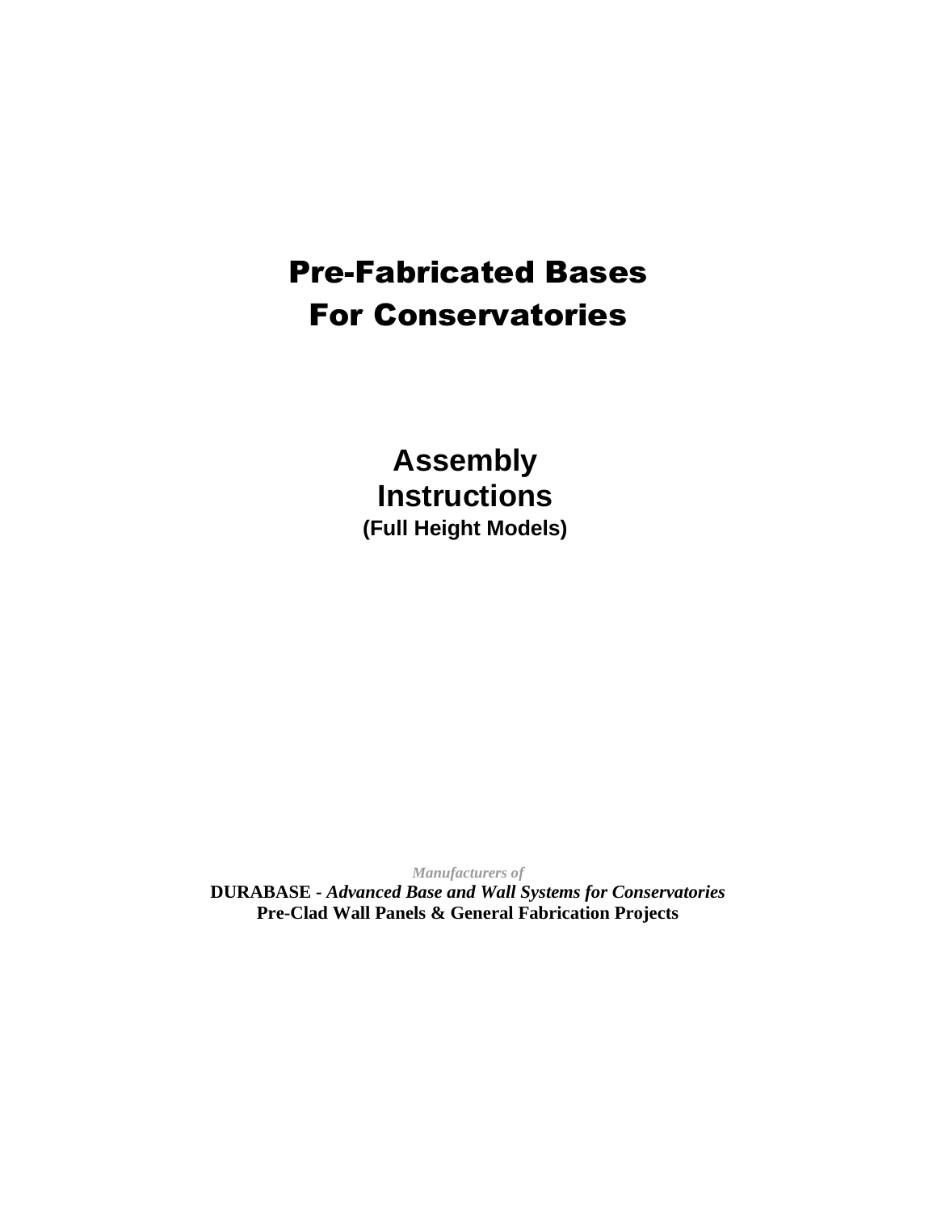# Pre-Fabricated Bases For Conservatories

## Assembly Instructions

**(Full Height Models)**

*Manufacturers of*

**DURABASE -** ***Advanced Base and Wall Systems for Conservatories***

**Pre-Clad Wall Panels & General Fabrication Projects**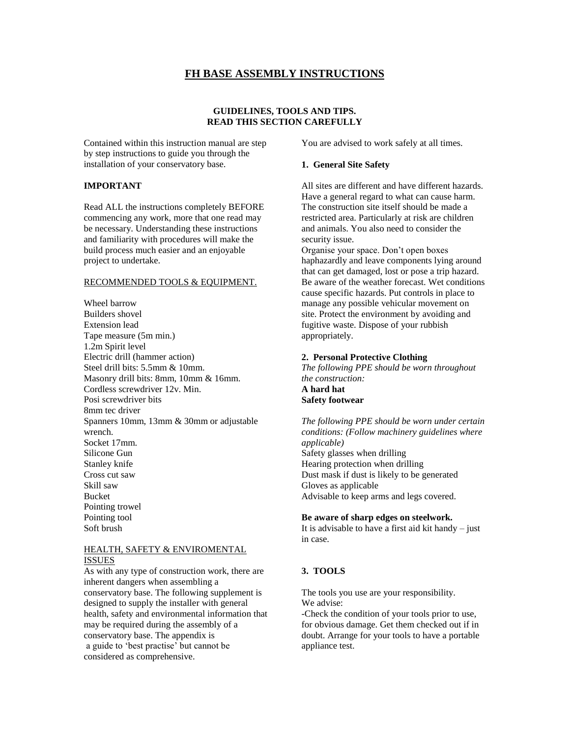# FH BASE ASSEMBLY INSTRUCTIONS

## GUIDELINES, TOOLS AND TIPS. READ THIS SECTION CAREFULLY

Contained within this instruction manual are step by step instructions to guide you through the installation of your conservatory base.

**IMPORTANT**

Read ALL the instructions completely BEFORE commencing any work, more that one read may be necessary. Understanding these instructions and familiarity with procedures will make the build process much easier and an enjoyable project to undertake.

RECOMMENDED TOOLS & EQUIPMENT.

Wheel barrow
Builders shovel
Extension lead
Tape measure (5m min.)
1.2m Spirit level
Electric drill (hammer action)
Steel drill bits: 5.5mm & 10mm.
Masonry drill bits: 8mm, 10mm & 16mm.
Cordless screwdriver 12v. Min.
Posi screwdriver bits
8mm tec driver
Spanners 10mm, 13mm & 30mm or adjustable wrench.
Socket 17mm.
Silicone Gun
Stanley knife
Cross cut saw
Skill saw
Bucket
Pointing trowel
Pointing tool
Soft brush

HEALTH, SAFETY & ENVIROMENTAL ISSUES

As with any type of construction work, there are inherent dangers when assembling a conservatory base. The following supplement is designed to supply the installer with general health, safety and environmental information that may be required during the assembly of a conservatory base. The appendix is a guide to 'best practise' but cannot be considered as comprehensive.

You are advised to work safely at all times.

**1. General Site Safety**

All sites are different and have different hazards. Have a general regard to what can cause harm. The construction site itself should be made a restricted area. Particularly at risk are children and animals. You also need to consider the security issue.
Organise your space. Don't open boxes haphazardly and leave components lying around that can get damaged, lost or pose a trip hazard. Be aware of the weather forecast. Wet conditions cause specific hazards. Put controls in place to manage any possible vehicular movement on site. Protect the environment by avoiding and fugitive waste. Dispose of your rubbish appropriately.

**2. Personal Protective Clothing**

*The following PPE should be worn throughout the construction:*
**A hard hat**
**Safety footwear**

*The following PPE should be worn under certain conditions: (Follow machinery guidelines where applicable)*
Safety glasses when drilling
Hearing protection when drilling
Dust mask if dust is likely to be generated
Gloves as applicable
Advisable to keep arms and legs covered.

**Be aware of sharp edges on steelwork.**
It is advisable to have a first aid kit handy – just in case.

**3. TOOLS**

The tools you use are your responsibility.
We advise:
-Check the condition of your tools prior to use, for obvious damage. Get them checked out if in doubt. Arrange for your tools to have a portable appliance test.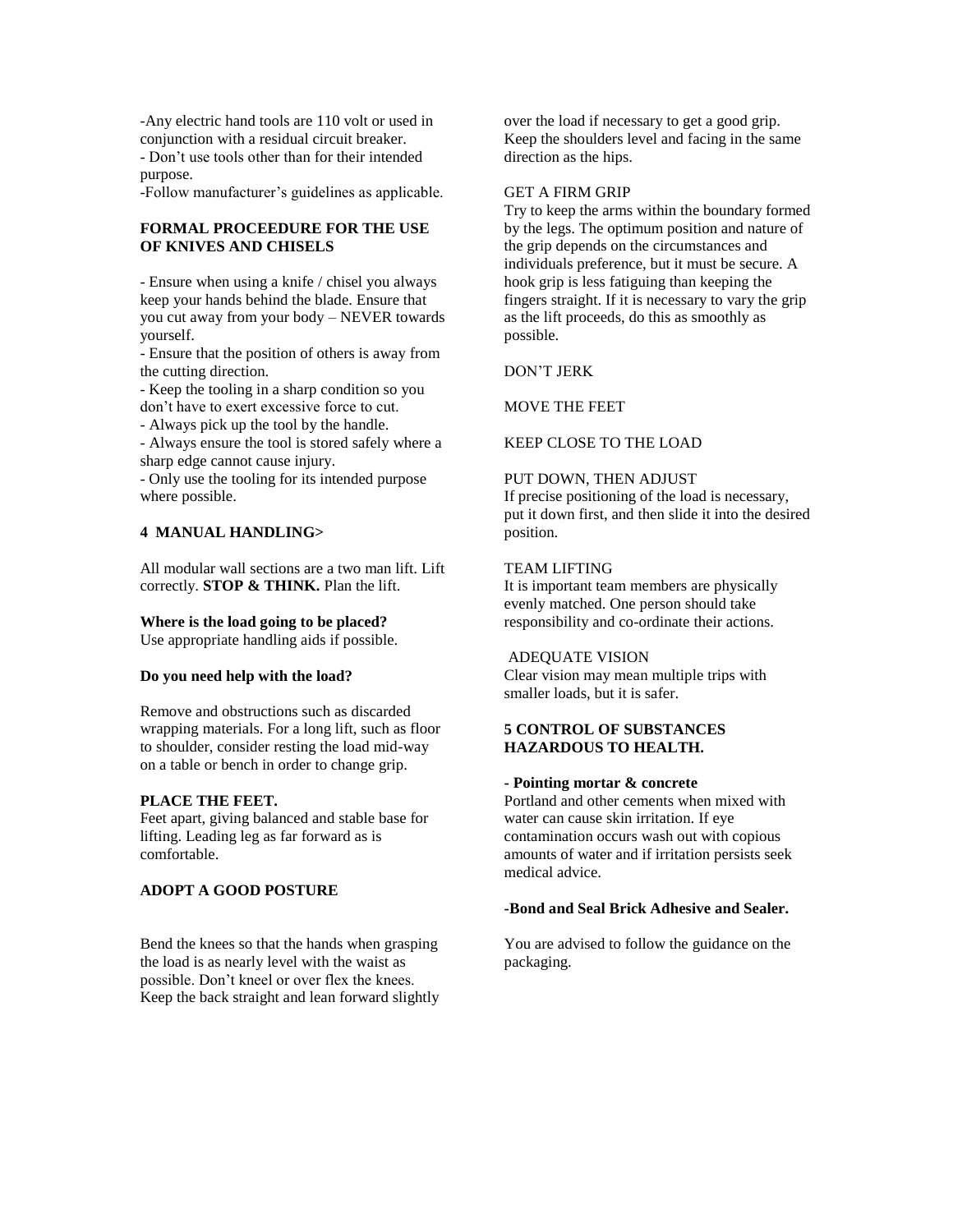-Any electric hand tools are 110 volt or used in conjunction with a residual circuit breaker.
- Don't use tools other than for their intended purpose.
-Follow manufacturer's guidelines as applicable.

**FORMAL PROCEEDURE FOR THE USE OF KNIVES AND CHISELS**

- Ensure when using a knife / chisel you always keep your hands behind the blade. Ensure that you cut away from your body – NEVER towards yourself.
- Ensure that the position of others is away from the cutting direction.
- Keep the tooling in a sharp condition so you don't have to exert excessive force to cut.
- Always pick up the tool by the handle.
- Always ensure the tool is stored safely where a sharp edge cannot cause injury.
- Only use the tooling for its intended purpose where possible.

**4 MANUAL HANDLING>**

All modular wall sections are a two man lift. Lift correctly. **STOP & THINK.** Plan the lift.

**Where is the load going to be placed?**
Use appropriate handling aids if possible.

**Do you need help with the load?**

Remove and obstructions such as discarded wrapping materials. For a long lift, such as floor to shoulder, consider resting the load mid-way on a table or bench in order to change grip.

**PLACE THE FEET.**
Feet apart, giving balanced and stable base for lifting. Leading leg as far forward as is comfortable.

**ADOPT A GOOD POSTURE**

Bend the knees so that the hands when grasping the load is as nearly level with the waist as possible. Don't kneel or over flex the knees. Keep the back straight and lean forward slightly over the load if necessary to get a good grip. Keep the shoulders level and facing in the same direction as the hips.

GET A FIRM GRIP
Try to keep the arms within the boundary formed by the legs. The optimum position and nature of the grip depends on the circumstances and individuals preference, but it must be secure. A hook grip is less fatiguing than keeping the fingers straight. If it is necessary to vary the grip as the lift proceeds, do this as smoothly as possible.

DON'T JERK

MOVE THE FEET

KEEP CLOSE TO THE LOAD

PUT DOWN, THEN ADJUST
If precise positioning of the load is necessary, put it down first, and then slide it into the desired position.

TEAM LIFTING
It is important team members are physically evenly matched. One person should take responsibility and co-ordinate their actions.

ADEQUATE VISION
Clear vision may mean multiple trips with smaller loads, but it is safer.

**5 CONTROL OF SUBSTANCES HAZARDOUS TO HEALTH.**

**- Pointing mortar & concrete**
Portland and other cements when mixed with water can cause skin irritation. If eye contamination occurs wash out with copious amounts of water and if irritation persists seek medical advice.

**-Bond and Seal Brick Adhesive and Sealer.**

You are advised to follow the guidance on the packaging.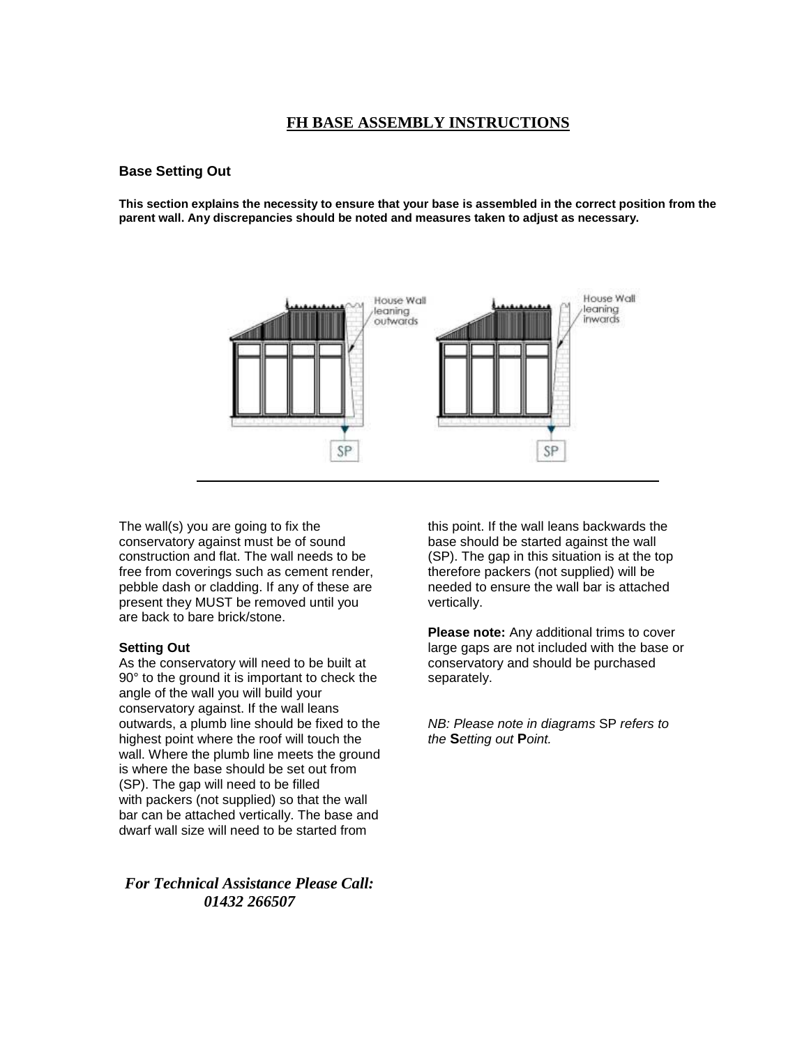# FH BASE ASSEMBLY INSTRUCTIONS

### Base Setting Out

**This section explains the necessity to ensure that your base is assembled in the correct position from the parent wall. Any discrepancies should be noted and measures taken to adjust as necessary.**

The wall(s) you are going to fix the conservatory against must be of sound construction and flat. The wall needs to be free from coverings such as cement render, pebble dash or cladding. If any of these are present they MUST be removed until you are back to bare brick/stone.

**Setting Out**

As the conservatory will need to be built at 90° to the ground it is important to check the angle of the wall you will build your conservatory against. If the wall leans outwards, a plumb line should be fixed to the highest point where the roof will touch the wall. Where the plumb line meets the ground is where the base should be set out from (SP). The gap will need to be filled with packers (not supplied) so that the wall bar can be attached vertically. The base and dwarf wall size will need to be started from this point. If the wall leans backwards the base should be started against the wall (SP). The gap in this situation is at the top therefore packers (not supplied) will be needed to ensure the wall bar is attached vertically.

**Please note:** Any additional trims to cover large gaps are not included with the base or conservatory and should be purchased separately.

*NB: Please note in diagrams* SP *refers to the* **S***etting out* **P***oint.*

***For Technical Assistance Please Call: 01432 266507***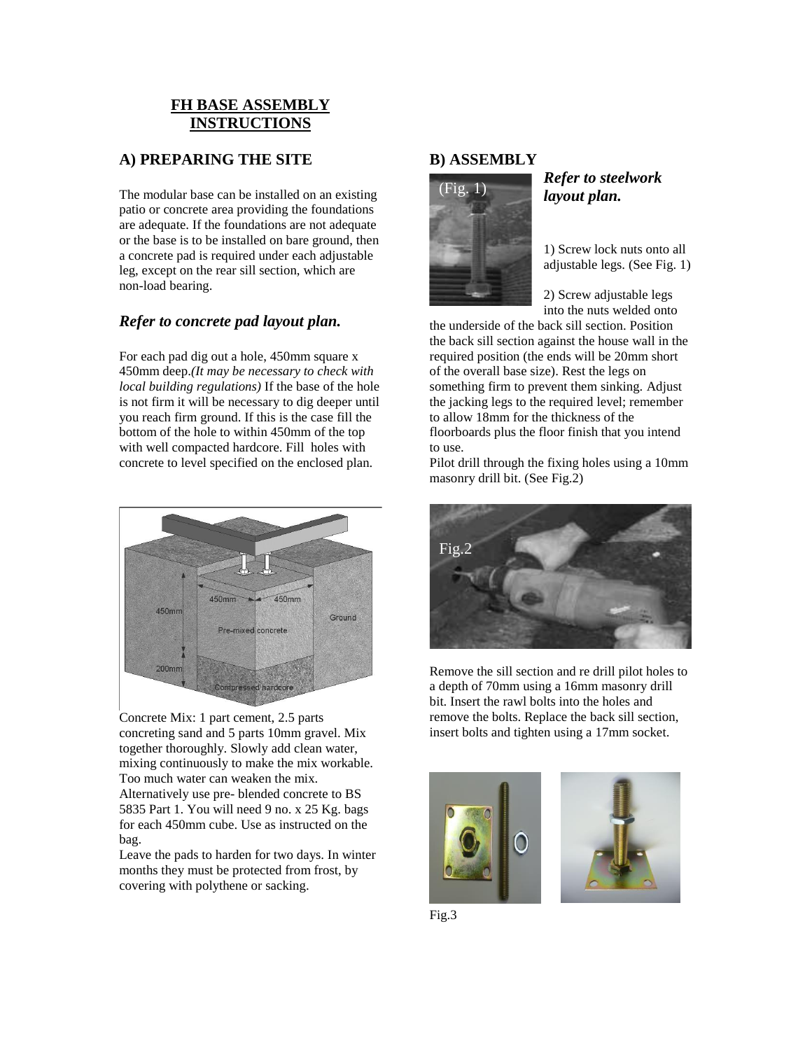# FH BASE ASSEMBLY INSTRUCTIONS

## A) PREPARING THE SITE

The modular base can be installed on an existing patio or concrete area providing the foundations are adequate. If the foundations are not adequate or the base is to be installed on bare ground, then a concrete pad is required under each adjustable leg, except on the rear sill section, which are non-load bearing.

### *Refer to concrete pad layout plan.*

For each pad dig out a hole, 450mm square x 450mm deep.*(It may be necessary to check with local building regulations)* If the base of the hole is not firm it will be necessary to dig deeper until you reach firm ground. If this is the case fill the bottom of the hole to within 450mm of the top with well compacted hardcore. Fill holes with concrete to level specified on the enclosed plan.

Concrete Mix: 1 part cement, 2.5 parts concreting sand and 5 parts 10mm gravel. Mix together thoroughly. Slowly add clean water, mixing continuously to make the mix workable. Too much water can weaken the mix. Alternatively use pre- blended concrete to BS 5835 Part 1. You will need 9 no. x 25 Kg. bags for each 450mm cube. Use as instructed on the bag.

Leave the pads to harden for two days. In winter months they must be protected from frost, by covering with polythene or sacking.

## B) ASSEMBLY

(Fig. 1)

### *Refer to steelwork layout plan.*

1) Screw lock nuts onto all adjustable legs. (See Fig. 1)

2) Screw adjustable legs into the nuts welded onto the underside of the back sill section. Position the back sill section against the house wall in the required position (the ends will be 20mm short of the overall base size). Rest the legs on something firm to prevent them sinking. Adjust the jacking legs to the required level; remember to allow 18mm for the thickness of the floorboards plus the floor finish that you intend to use.

Pilot drill through the fixing holes using a 10mm masonry drill bit. (See Fig.2)

Fig.2

Remove the sill section and re drill pilot holes to a depth of 70mm using a 16mm masonry drill bit. Insert the rawl bolts into the holes and remove the bolts. Replace the back sill section, insert bolts and tighten using a 17mm socket.

Fig.3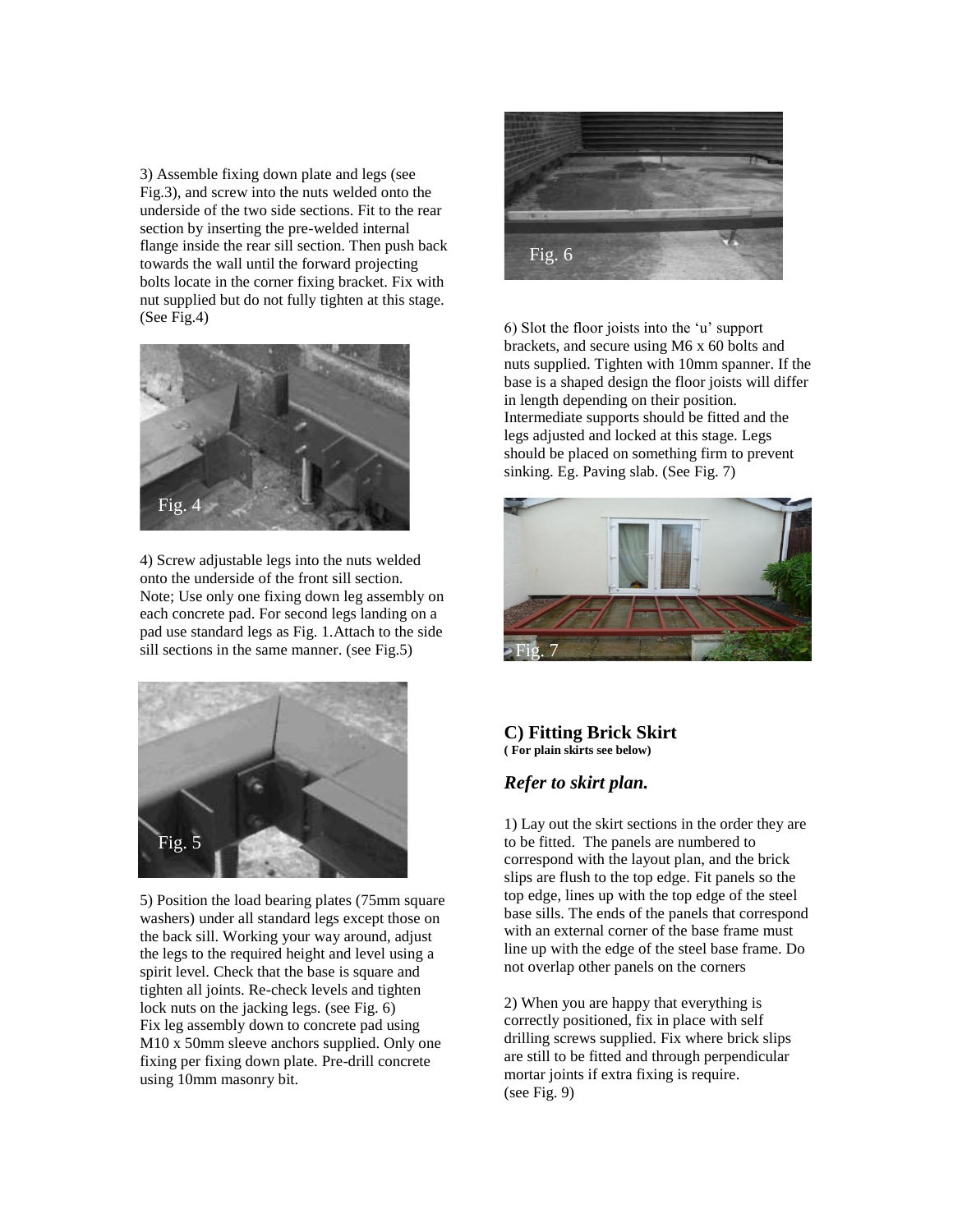3) Assemble fixing down plate and legs (see Fig.3), and screw into the nuts welded onto the underside of the two side sections. Fit to the rear section by inserting the pre-welded internal flange inside the rear sill section. Then push back towards the wall until the forward projecting bolts locate in the corner fixing bracket. Fix with nut supplied but do not fully tighten at this stage. (See Fig.4)

Fig. 4

4) Screw adjustable legs into the nuts welded onto the underside of the front sill section. Note; Use only one fixing down leg assembly on each concrete pad. For second legs landing on a pad use standard legs as Fig. 1.Attach to the side sill sections in the same manner. (see Fig.5)

Fig. 5

5) Position the load bearing plates (75mm square washers) under all standard legs except those on the back sill. Working your way around, adjust the legs to the required height and level using a spirit level. Check that the base is square and tighten all joints. Re-check levels and tighten lock nuts on the jacking legs. (see Fig. 6)
Fix leg assembly down to concrete pad using M10 x 50mm sleeve anchors supplied. Only one fixing per fixing down plate. Pre-drill concrete using 10mm masonry bit.

Fig. 6

6) Slot the floor joists into the 'u' support brackets, and secure using M6 x 60 bolts and nuts supplied. Tighten with 10mm spanner. If the base is a shaped design the floor joists will differ in length depending on their position. Intermediate supports should be fitted and the legs adjusted and locked at this stage. Legs should be placed on something firm to prevent sinking. Eg. Paving slab. (See Fig. 7)

Fig. 7

## C) Fitting Brick Skirt

**( For plain skirts see below)**

### *Refer to skirt plan.*

1) Lay out the skirt sections in the order they are to be fitted. The panels are numbered to correspond with the layout plan, and the brick slips are flush to the top edge. Fit panels so the top edge, lines up with the top edge of the steel base sills. The ends of the panels that correspond with an external corner of the base frame must line up with the edge of the steel base frame. Do not overlap other panels on the corners

2) When you are happy that everything is correctly positioned, fix in place with self drilling screws supplied. Fix where brick slips are still to be fitted and through perpendicular mortar joints if extra fixing is require.
(see Fig. 9)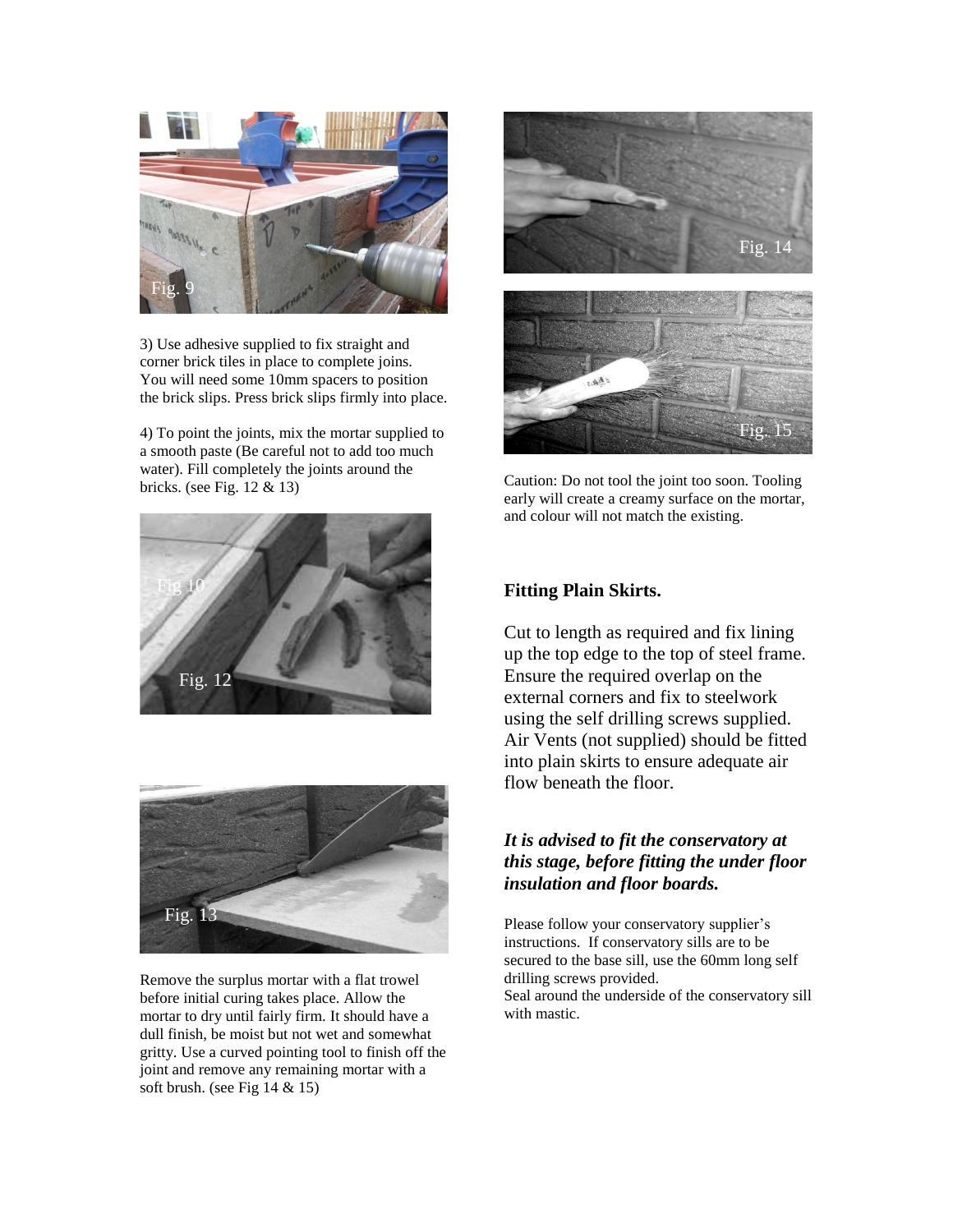3) Use adhesive supplied to fix straight and corner brick tiles in place to complete joins. You will need some 10mm spacers to position the brick slips. Press brick slips firmly into place.

4) To point the joints, mix the mortar supplied to a smooth paste (Be careful not to add too much water). Fill completely the joints around the bricks. (see Fig. 12 & 13)

Remove the surplus mortar with a flat trowel before initial curing takes place. Allow the mortar to dry until fairly firm. It should have a dull finish, be moist but not wet and somewhat gritty. Use a curved pointing tool to finish off the joint and remove any remaining mortar with a soft brush. (see Fig 14 & 15)

Caution: Do not tool the joint too soon. Tooling early will create a creamy surface on the mortar, and colour will not match the existing.

### Fitting Plain Skirts.

Cut to length as required and fix lining up the top edge to the top of steel frame. Ensure the required overlap on the external corners and fix to steelwork using the self drilling screws supplied. Air Vents (not supplied) should be fitted into plain skirts to ensure adequate air flow beneath the floor.

***It is advised to fit the conservatory at this stage, before fitting the under floor insulation and floor boards.***

Please follow your conservatory supplier's instructions. If conservatory sills are to be secured to the base sill, use the 60mm long self drilling screws provided.
Seal around the underside of the conservatory sill with mastic.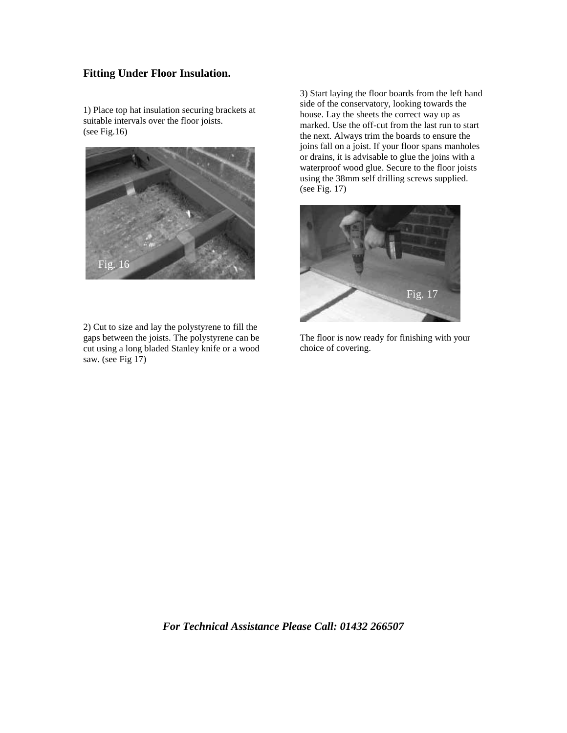## Fitting Under Floor Insulation.

1) Place top hat insulation securing brackets at suitable intervals over the floor joists. (see Fig.16)

Fig. 16

2) Cut to size and lay the polystyrene to fill the gaps between the joists. The polystyrene can be cut using a long bladed Stanley knife or a wood saw. (see Fig 17)

3) Start laying the floor boards from the left hand side of the conservatory, looking towards the house. Lay the sheets the correct way up as marked. Use the off-cut from the last run to start the next. Always trim the boards to ensure the joins fall on a joist. If your floor spans manholes or drains, it is advisable to glue the joins with a waterproof wood glue. Secure to the floor joists using the 38mm self drilling screws supplied. (see Fig. 17)

Fig. 17

The floor is now ready for finishing with your choice of covering.

***For Technical Assistance Please Call: 01432 266507***